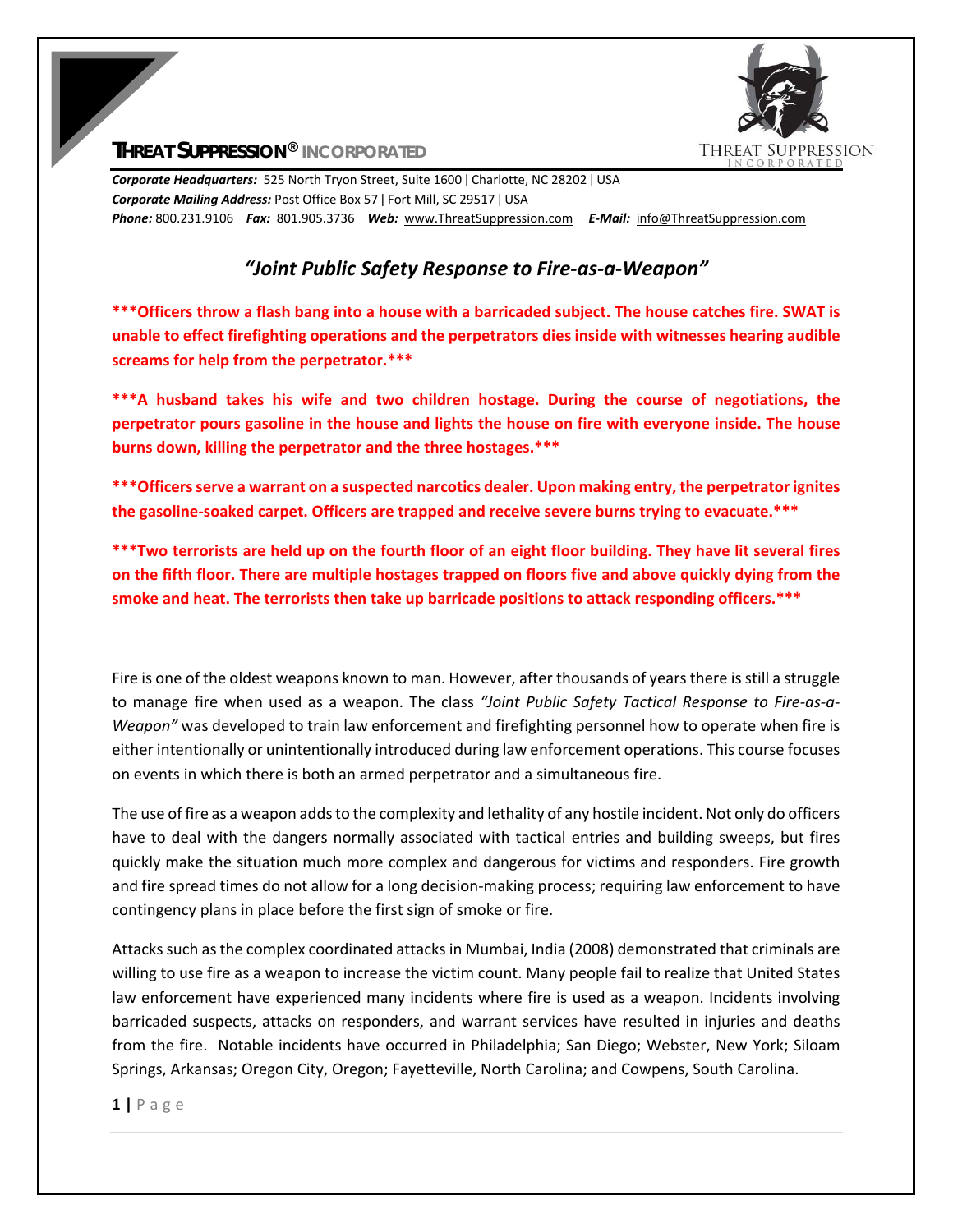**THREAT SUPPRESSION® INCORPORATED**

***Corporate Headquarters:*** 525 North Tryon Street, Suite 1600 | Charlotte, NC 28202 | USA
***Corporate Mailing Address:*** Post Office Box 57 | Fort Mill, SC 29517 | USA
***Phone:*** 800.231.9106 ***Fax:*** 801.905.3736 ***Web:*** www.ThreatSuppression.com ***E-Mail:*** info@ThreatSuppression.com

## *"Joint Public Safety Response to Fire-as-a-Weapon"*

**\*\*\*Officers throw a flash bang into a house with a barricaded subject. The house catches fire. SWAT is unable to effect firefighting operations and the perpetrators dies inside with witnesses hearing audible screams for help from the perpetrator.\*\*\***

**\*\*\*A husband takes his wife and two children hostage. During the course of negotiations, the perpetrator pours gasoline in the house and lights the house on fire with everyone inside. The house burns down, killing the perpetrator and the three hostages.\*\*\***

**\*\*\*Officers serve a warrant on a suspected narcotics dealer. Upon making entry, the perpetrator ignites the gasoline-soaked carpet. Officers are trapped and receive severe burns trying to evacuate.\*\*\***

**\*\*\*Two terrorists are held up on the fourth floor of an eight floor building. They have lit several fires on the fifth floor. There are multiple hostages trapped on floors five and above quickly dying from the smoke and heat. The terrorists then take up barricade positions to attack responding officers.\*\*\***

Fire is one of the oldest weapons known to man. However, after thousands of years there is still a struggle to manage fire when used as a weapon. The class *"Joint Public Safety Tactical Response to Fire-as-a-Weapon"* was developed to train law enforcement and firefighting personnel how to operate when fire is either intentionally or unintentionally introduced during law enforcement operations. This course focuses on events in which there is both an armed perpetrator and a simultaneous fire.

The use of fire as a weapon adds to the complexity and lethality of any hostile incident. Not only do officers have to deal with the dangers normally associated with tactical entries and building sweeps, but fires quickly make the situation much more complex and dangerous for victims and responders. Fire growth and fire spread times do not allow for a long decision-making process; requiring law enforcement to have contingency plans in place before the first sign of smoke or fire.

Attacks such as the complex coordinated attacks in Mumbai, India (2008) demonstrated that criminals are willing to use fire as a weapon to increase the victim count. Many people fail to realize that United States law enforcement have experienced many incidents where fire is used as a weapon. Incidents involving barricaded suspects, attacks on responders, and warrant services have resulted in injuries and deaths from the fire. Notable incidents have occurred in Philadelphia; San Diego; Webster, New York; Siloam Springs, Arkansas; Oregon City, Oregon; Fayetteville, North Carolina; and Cowpens, South Carolina.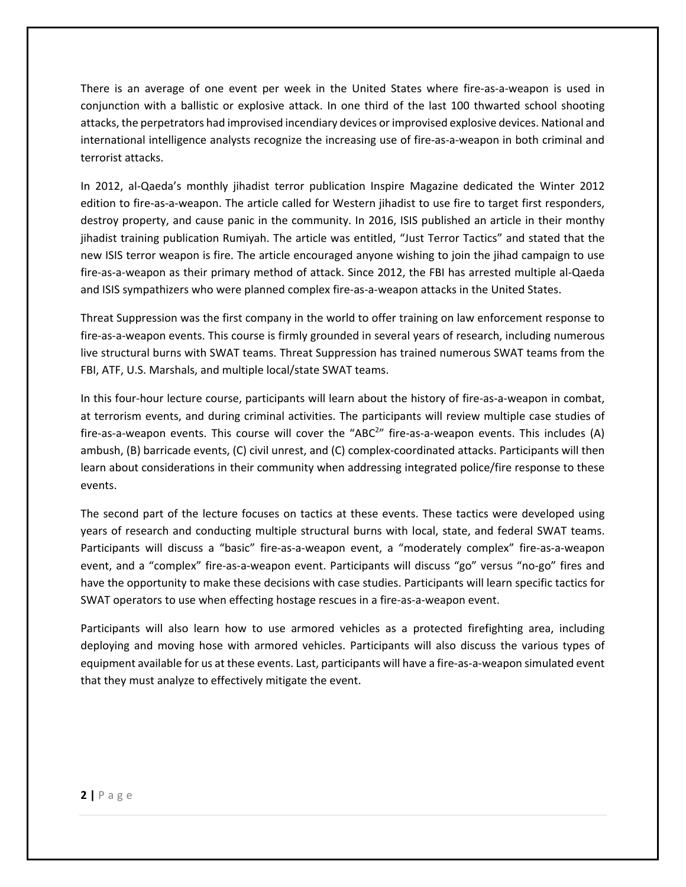There is an average of one event per week in the United States where fire-as-a-weapon is used in conjunction with a ballistic or explosive attack. In one third of the last 100 thwarted school shooting attacks, the perpetrators had improvised incendiary devices or improvised explosive devices. National and international intelligence analysts recognize the increasing use of fire-as-a-weapon in both criminal and terrorist attacks.

In 2012, al-Qaeda's monthly jihadist terror publication Inspire Magazine dedicated the Winter 2012 edition to fire-as-a-weapon. The article called for Western jihadist to use fire to target first responders, destroy property, and cause panic in the community. In 2016, ISIS published an article in their monthy jihadist training publication Rumiyah. The article was entitled, "Just Terror Tactics" and stated that the new ISIS terror weapon is fire. The article encouraged anyone wishing to join the jihad campaign to use fire-as-a-weapon as their primary method of attack. Since 2012, the FBI has arrested multiple al-Qaeda and ISIS sympathizers who were planned complex fire-as-a-weapon attacks in the United States.

Threat Suppression was the first company in the world to offer training on law enforcement response to fire-as-a-weapon events. This course is firmly grounded in several years of research, including numerous live structural burns with SWAT teams. Threat Suppression has trained numerous SWAT teams from the FBI, ATF, U.S. Marshals, and multiple local/state SWAT teams.

In this four-hour lecture course, participants will learn about the history of fire-as-a-weapon in combat, at terrorism events, and during criminal activities. The participants will review multiple case studies of fire-as-a-weapon events. This course will cover the "$ABC^2$" fire-as-a-weapon events. This includes (A) ambush, (B) barricade events, (C) civil unrest, and (C) complex-coordinated attacks. Participants will then learn about considerations in their community when addressing integrated police/fire response to these events.

The second part of the lecture focuses on tactics at these events. These tactics were developed using years of research and conducting multiple structural burns with local, state, and federal SWAT teams. Participants will discuss a "basic" fire-as-a-weapon event, a "moderately complex" fire-as-a-weapon event, and a "complex" fire-as-a-weapon event. Participants will discuss "go" versus "no-go" fires and have the opportunity to make these decisions with case studies. Participants will learn specific tactics for SWAT operators to use when effecting hostage rescues in a fire-as-a-weapon event.

Participants will also learn how to use armored vehicles as a protected firefighting area, including deploying and moving hose with armored vehicles. Participants will also discuss the various types of equipment available for us at these events. Last, participants will have a fire-as-a-weapon simulated event that they must analyze to effectively mitigate the event.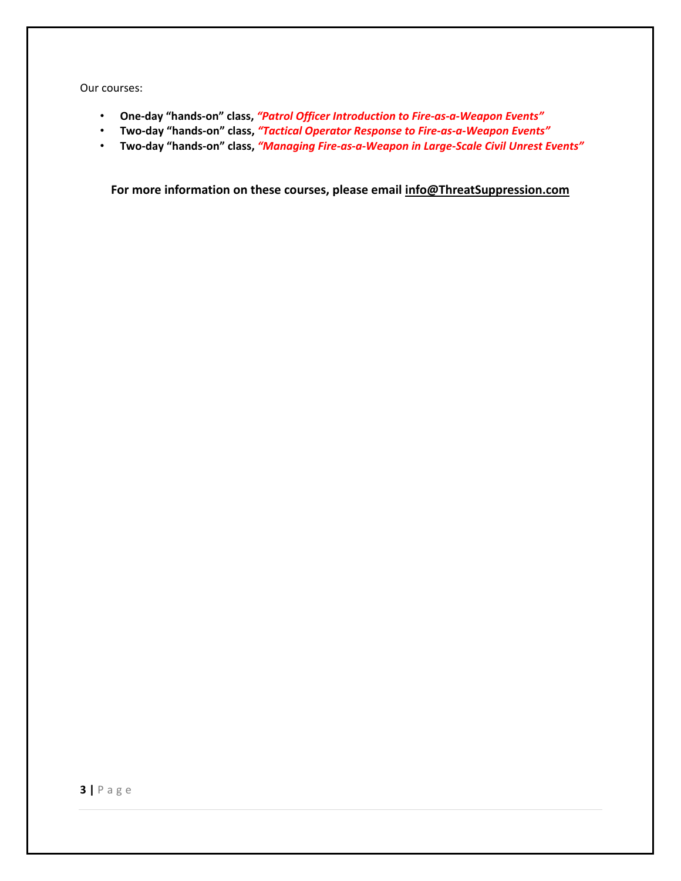Our courses:

- **One-day "hands-on" class, *"Patrol Officer Introduction to Fire-as-a-Weapon Events"***
- **Two-day "hands-on" class, *"Tactical Operator Response to Fire-as-a-Weapon Events"***
- **Two-day "hands-on" class, *"Managing Fire-as-a-Weapon in Large-Scale Civil Unrest Events"***

**For more information on these courses, please email info@ThreatSuppression.com**